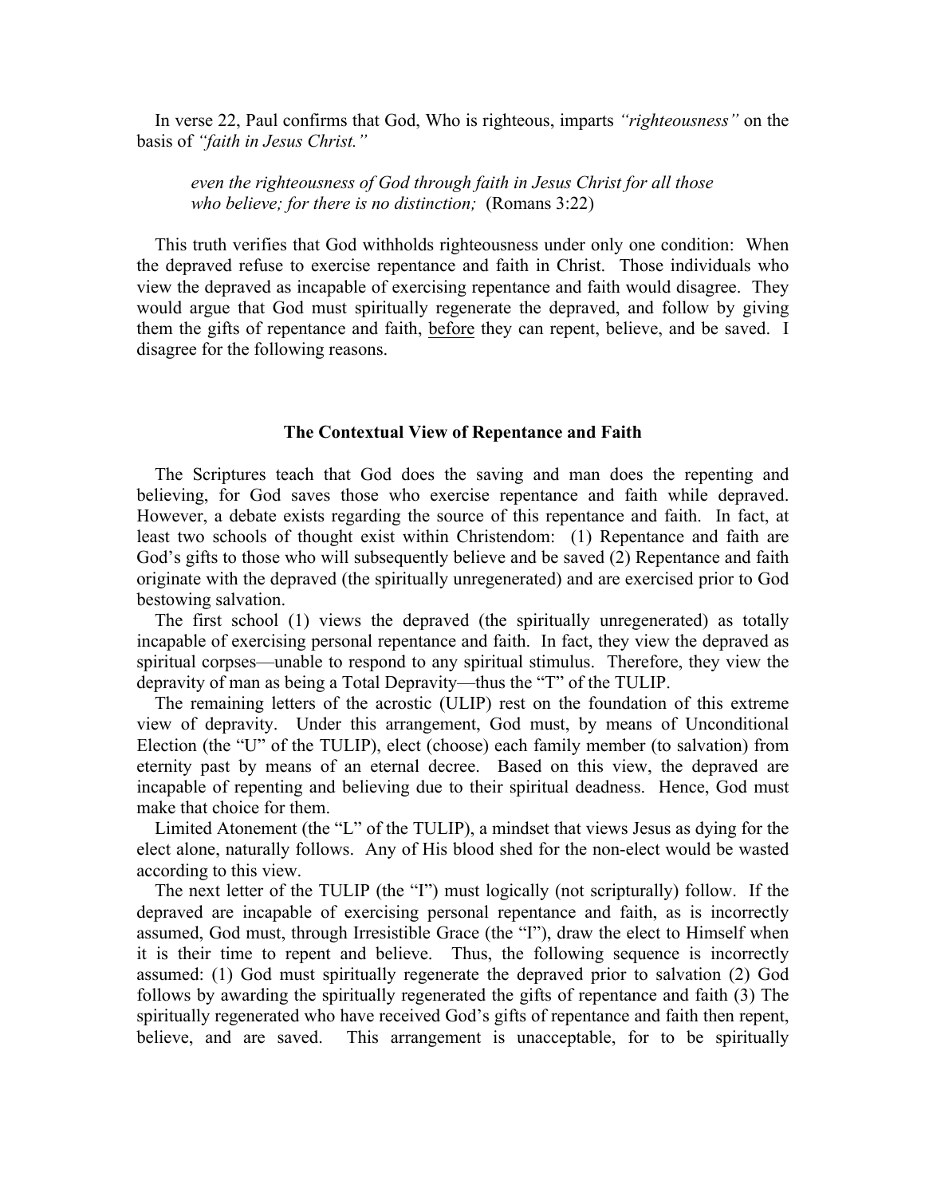In verse 22, Paul confirms that God, Who is righteous, imparts *"righteousness"* on the basis of *"faith in Jesus Christ."*

> *even the righteousness of God through faith in Jesus Christ for all those who believe; for there is no distinction;* (Romans 3:22)

This truth verifies that God withholds righteousness under only one condition: When the depraved refuse to exercise repentance and faith in Christ. Those individuals who view the depraved as incapable of exercising repentance and faith would disagree. They would argue that God must spiritually regenerate the depraved, and follow by giving them the gifts of repentance and faith, <u>before</u> they can repent, believe, and be saved. I disagree for the following reasons.

### The Contextual View of Repentance and Faith

The Scriptures teach that God does the saving and man does the repenting and believing, for God saves those who exercise repentance and faith while depraved. However, a debate exists regarding the source of this repentance and faith. In fact, at least two schools of thought exist within Christendom: (1) Repentance and faith are God's gifts to those who will subsequently believe and be saved (2) Repentance and faith originate with the depraved (the spiritually unregenerated) and are exercised prior to God bestowing salvation.

The first school (1) views the depraved (the spiritually unregenerated) as totally incapable of exercising personal repentance and faith. In fact, they view the depraved as spiritual corpses—unable to respond to any spiritual stimulus. Therefore, they view the depravity of man as being a Total Depravity—thus the "T" of the TULIP.

The remaining letters of the acrostic (ULIP) rest on the foundation of this extreme view of depravity. Under this arrangement, God must, by means of Unconditional Election (the "U" of the TULIP), elect (choose) each family member (to salvation) from eternity past by means of an eternal decree. Based on this view, the depraved are incapable of repenting and believing due to their spiritual deadness. Hence, God must make that choice for them.

Limited Atonement (the "L" of the TULIP), a mindset that views Jesus as dying for the elect alone, naturally follows. Any of His blood shed for the non-elect would be wasted according to this view.

The next letter of the TULIP (the "I") must logically (not scripturally) follow. If the depraved are incapable of exercising personal repentance and faith, as is incorrectly assumed, God must, through Irresistible Grace (the "I"), draw the elect to Himself when it is their time to repent and believe. Thus, the following sequence is incorrectly assumed: (1) God must spiritually regenerate the depraved prior to salvation (2) God follows by awarding the spiritually regenerated the gifts of repentance and faith (3) The spiritually regenerated who have received God's gifts of repentance and faith then repent, believe, and are saved. This arrangement is unacceptable, for to be spiritually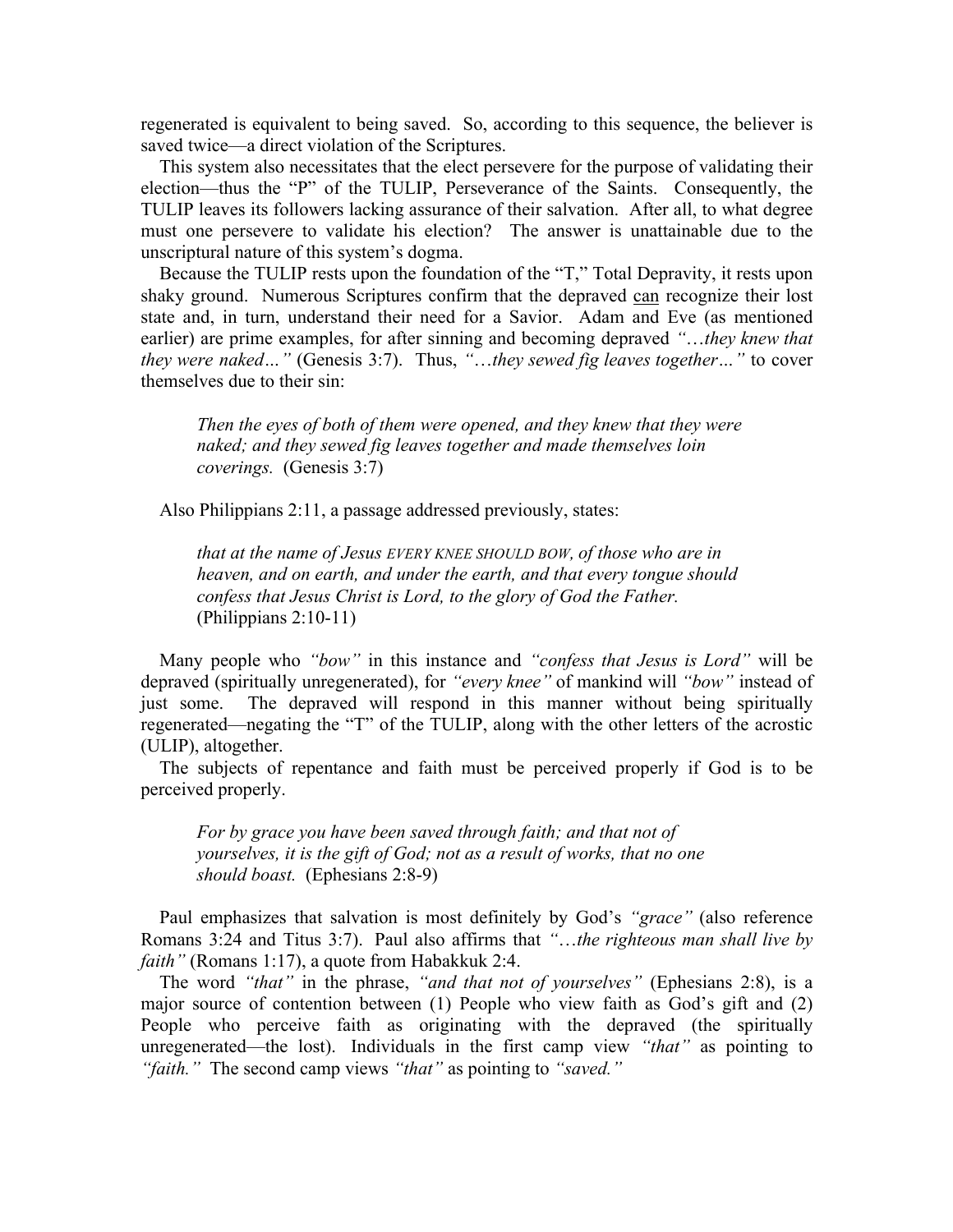regenerated is equivalent to being saved. So, according to this sequence, the believer is saved twice—a direct violation of the Scriptures.

This system also necessitates that the elect persevere for the purpose of validating their election—thus the "P" of the TULIP, Perseverance of the Saints. Consequently, the TULIP leaves its followers lacking assurance of their salvation. After all, to what degree must one persevere to validate his election? The answer is unattainable due to the unscriptural nature of this system's dogma.

Because the TULIP rests upon the foundation of the "T," Total Depravity, it rests upon shaky ground. Numerous Scriptures confirm that the depraved <u>can</u> recognize their lost state and, in turn, understand their need for a Savior. Adam and Eve (as mentioned earlier) are prime examples, for after sinning and becoming depraved *"…they knew that they were naked…"* (Genesis 3:7). Thus, *"…they sewed fig leaves together…"* to cover themselves due to their sin:

> *Then the eyes of both of them were opened, and they knew that they were naked; and they sewed fig leaves together and made themselves loin coverings.* (Genesis 3:7)

Also Philippians 2:11, a passage addressed previously, states:

> *that at the name of Jesus EVERY KNEE SHOULD BOW, of those who are in heaven, and on earth, and under the earth, and that every tongue should confess that Jesus Christ is Lord, to the glory of God the Father.* (Philippians 2:10-11)

Many people who *"bow"* in this instance and *"confess that Jesus is Lord"* will be depraved (spiritually unregenerated), for *"every knee"* of mankind will *"bow"* instead of just some. The depraved will respond in this manner without being spiritually regenerated—negating the "T" of the TULIP, along with the other letters of the acrostic (ULIP), altogether.

The subjects of repentance and faith must be perceived properly if God is to be perceived properly.

> *For by grace you have been saved through faith; and that not of yourselves, it is the gift of God; not as a result of works, that no one should boast.* (Ephesians 2:8-9)

Paul emphasizes that salvation is most definitely by God's *"grace"* (also reference Romans 3:24 and Titus 3:7). Paul also affirms that *"…the righteous man shall live by faith"* (Romans 1:17), a quote from Habakkuk 2:4.

The word *"that"* in the phrase, *"and that not of yourselves"* (Ephesians 2:8), is a major source of contention between (1) People who view faith as God's gift and (2) People who perceive faith as originating with the depraved (the spiritually unregenerated—the lost). Individuals in the first camp view *"that"* as pointing to *"faith."* The second camp views *"that"* as pointing to *"saved."*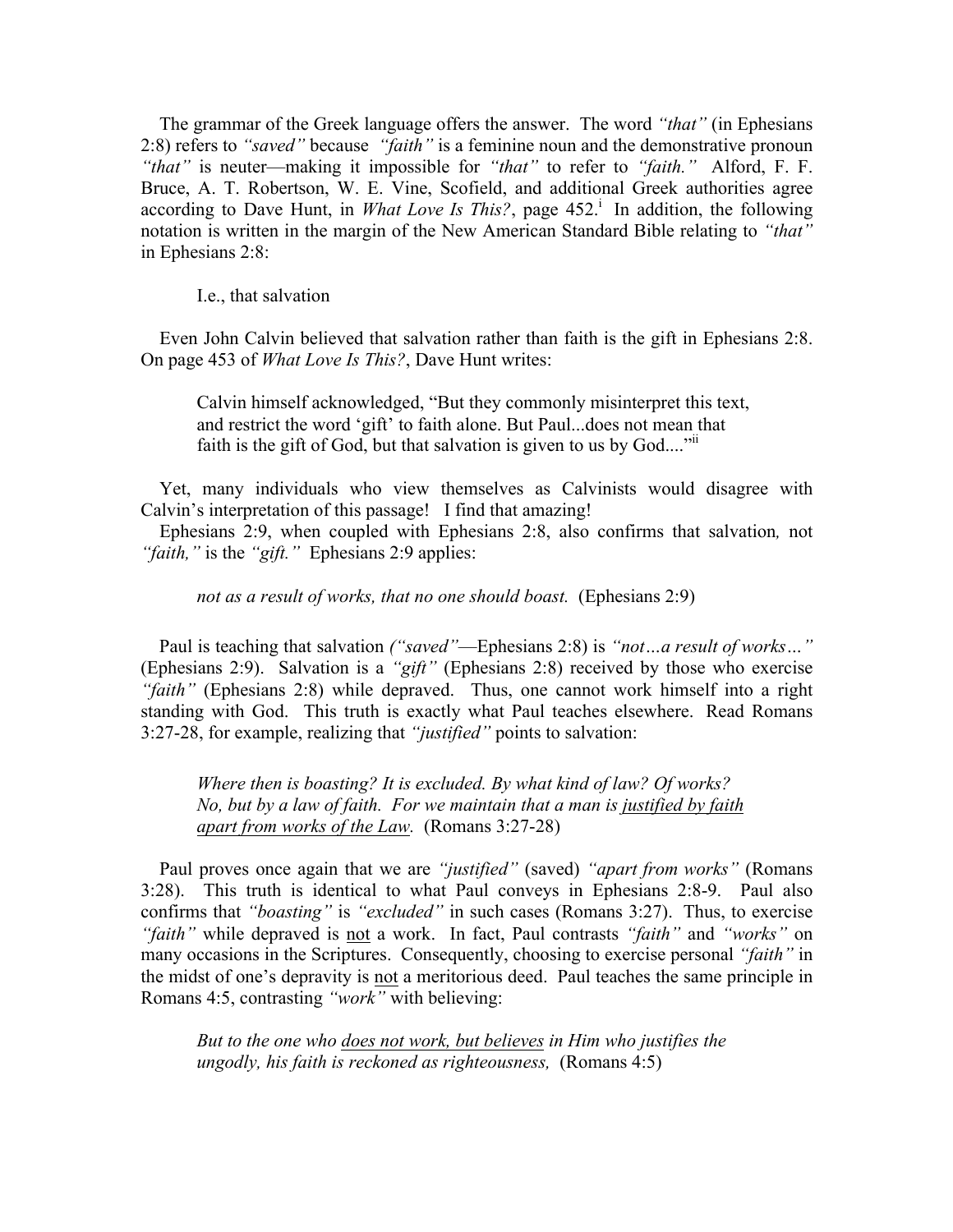The grammar of the Greek language offers the answer. The word *"that"* (in Ephesians 2:8) refers to *"saved"* because *"faith"* is a feminine noun and the demonstrative pronoun *"that"* is neuter—making it impossible for *"that"* to refer to *"faith."* Alford, F. F. Bruce, A. T. Robertson, W. E. Vine, Scofield, and additional Greek authorities agree according to Dave Hunt, in *What Love Is This?*, page 452.[i] In addition, the following notation is written in the margin of the New American Standard Bible relating to *"that"* in Ephesians 2:8:

> I.e., that salvation

Even John Calvin believed that salvation rather than faith is the gift in Ephesians 2:8. On page 453 of *What Love Is This?*, Dave Hunt writes:

> Calvin himself acknowledged, "But they commonly misinterpret this text, and restrict the word 'gift' to faith alone. But Paul...does not mean that faith is the gift of God, but that salvation is given to us by God...."[ii]

Yet, many individuals who view themselves as Calvinists would disagree with Calvin's interpretation of this passage! I find that amazing!

Ephesians 2:9, when coupled with Ephesians 2:8, also confirms that salvation*,* not *"faith,"* is the *"gift."* Ephesians 2:9 applies:

> *not as a result of works, that no one should boast.* (Ephesians 2:9)

Paul is teaching that salvation *("saved"*—Ephesians 2:8) is *"not…a result of works…"* (Ephesians 2:9). Salvation is a *"gift"* (Ephesians 2:8) received by those who exercise *"faith"* (Ephesians 2:8) while depraved. Thus, one cannot work himself into a right standing with God. This truth is exactly what Paul teaches elsewhere. Read Romans 3:27-28, for example, realizing that *"justified"* points to salvation:

> *Where then is boasting? It is excluded. By what kind of law? Of works? No, but by a law of faith. For we maintain that a man is justified by faith apart from works of the Law.* (Romans 3:27-28)

Paul proves once again that we are *"justified"* (saved) *"apart from works"* (Romans 3:28). This truth is identical to what Paul conveys in Ephesians 2:8-9. Paul also confirms that *"boasting"* is *"excluded"* in such cases (Romans 3:27). Thus, to exercise *"faith"* while depraved is not a work. In fact, Paul contrasts *"faith"* and *"works"* on many occasions in the Scriptures. Consequently, choosing to exercise personal *"faith"* in the midst of one's depravity is not a meritorious deed. Paul teaches the same principle in Romans 4:5, contrasting *"work"* with believing:

> *But to the one who does not work, but believes in Him who justifies the ungodly, his faith is reckoned as righteousness,* (Romans 4:5)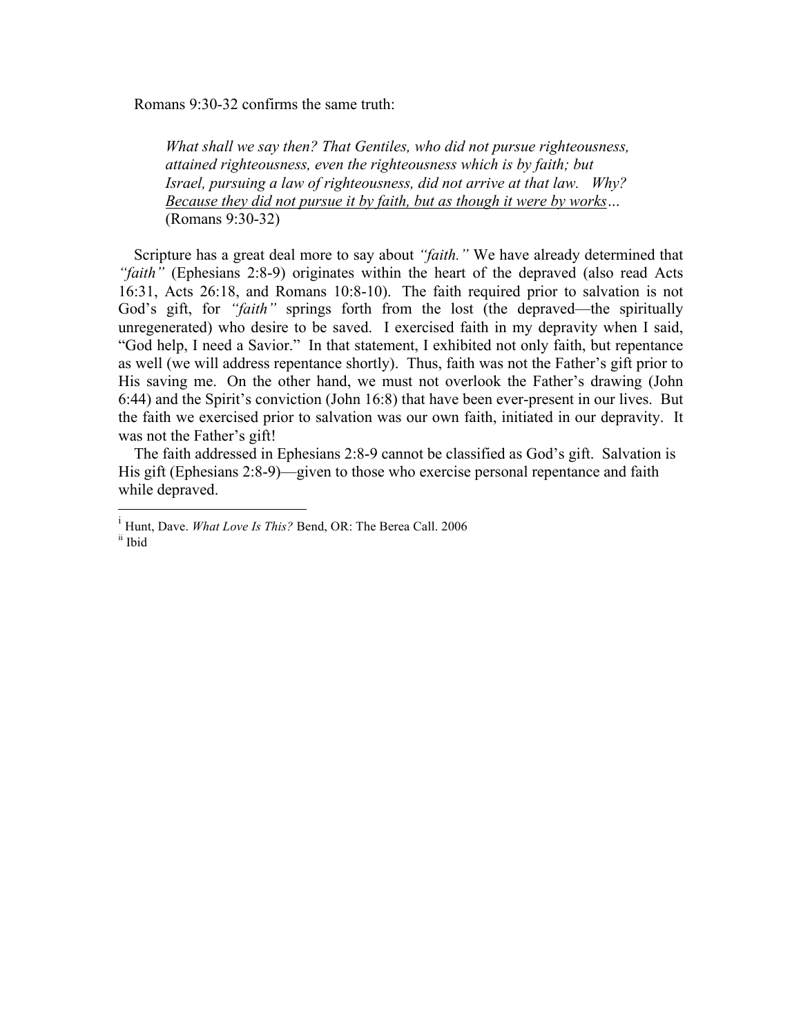Romans 9:30-32 confirms the same truth:

> *What shall we say then? That Gentiles, who did not pursue righteousness, attained righteousness, even the righteousness which is by faith; but Israel, pursuing a law of righteousness, did not arrive at that law. Why? <u>Because they did not pursue it by faith, but as though it were by works</u>…* (Romans 9:30-32)

Scripture has a great deal more to say about *"faith."* We have already determined that *"faith"* (Ephesians 2:8-9) originates within the heart of the depraved (also read Acts 16:31, Acts 26:18, and Romans 10:8-10). The faith required prior to salvation is not God's gift, for *"faith"* springs forth from the lost (the depraved—the spiritually unregenerated) who desire to be saved. I exercised faith in my depravity when I said, "God help, I need a Savior." In that statement, I exhibited not only faith, but repentance as well (we will address repentance shortly). Thus, faith was not the Father's gift prior to His saving me. On the other hand, we must not overlook the Father's drawing (John 6:44) and the Spirit's conviction (John 16:8) that have been ever-present in our lives. But the faith we exercised prior to salvation was our own faith, initiated in our depravity. It was not the Father's gift!

The faith addressed in Ephesians 2:8-9 cannot be classified as God's gift. Salvation is His gift (Ephesians 2:8-9)—given to those who exercise personal repentance and faith while depraved.

---

[i] Hunt, Dave. *What Love Is This?* Bend, OR: The Berea Call. 2006

[ii] Ibid